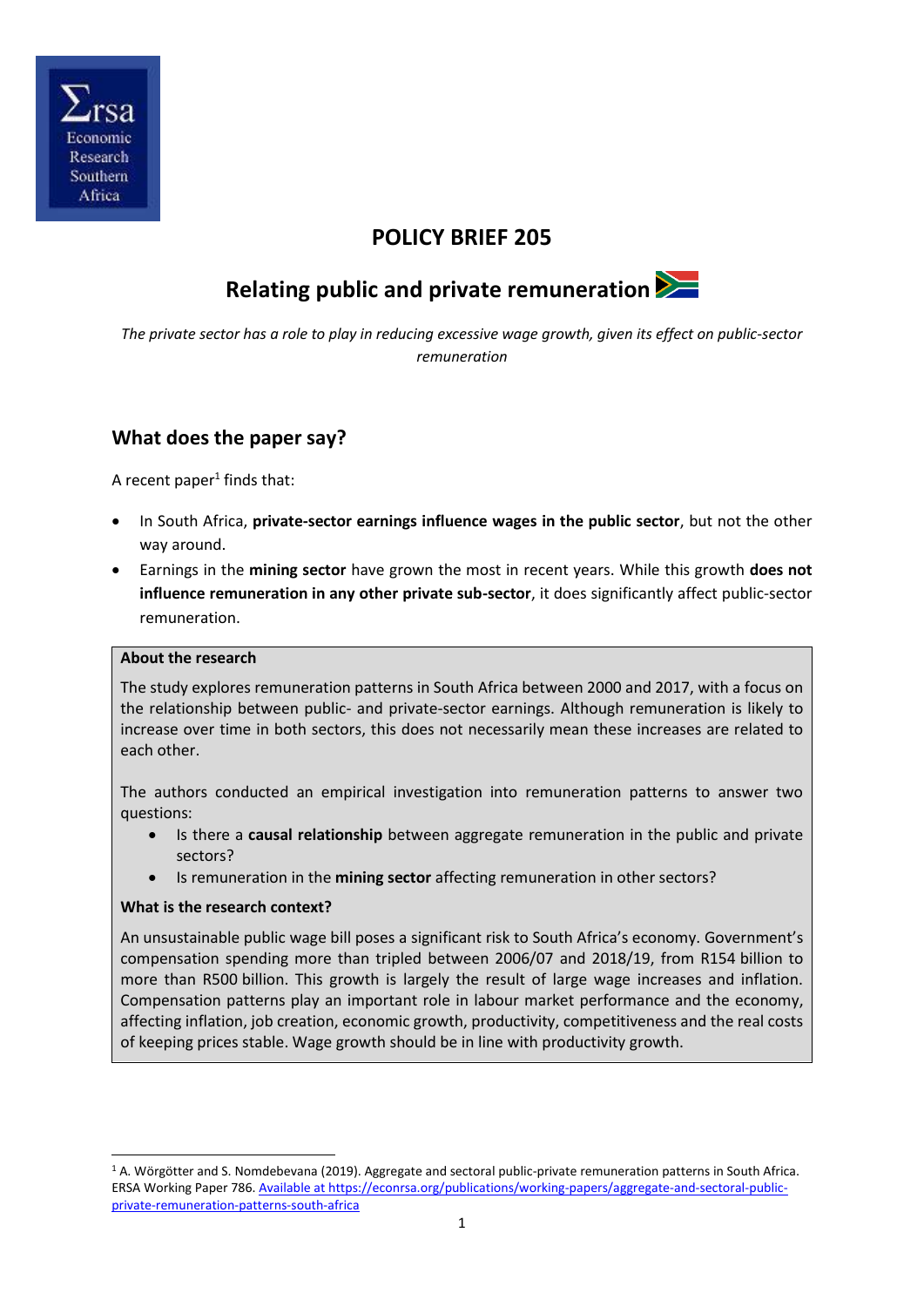# POLICY BRIEF 205

## Relating public and private remuneration

*The private sector has a role to play in reducing excessive wage growth, given its effect on public-sector remuneration*

## What does the paper say?

A recent paper[1] finds that:

- In South Africa, **private-sector earnings influence wages in the public sector**, but not the other way around.
- Earnings in the **mining sector** have grown the most in recent years. While this growth **does not influence remuneration in any other private sub-sector**, it does significantly affect public-sector remuneration.

> **About the research**
>
> The study explores remuneration patterns in South Africa between 2000 and 2017, with a focus on the relationship between public- and private-sector earnings. Although remuneration is likely to increase over time in both sectors, this does not necessarily mean these increases are related to each other.
>
> The authors conducted an empirical investigation into remuneration patterns to answer two questions:
>
> - Is there a **causal relationship** between aggregate remuneration in the public and private sectors?
> - Is remuneration in the **mining sector** affecting remuneration in other sectors?
>
> **What is the research context?**
>
> An unsustainable public wage bill poses a significant risk to South Africa's economy. Government's compensation spending more than tripled between 2006/07 and 2018/19, from R154 billion to more than R500 billion. This growth is largely the result of large wage increases and inflation. Compensation patterns play an important role in labour market performance and the economy, affecting inflation, job creation, economic growth, productivity, competitiveness and the real costs of keeping prices stable. Wage growth should be in line with productivity growth.

[1] A. Wörgötter and S. Nomdebevana (2019). Aggregate and sectoral public-private remuneration patterns in South Africa. ERSA Working Paper 786. Available at https://econrsa.org/publications/working-papers/aggregate-and-sectoral-public-private-remuneration-patterns-south-africa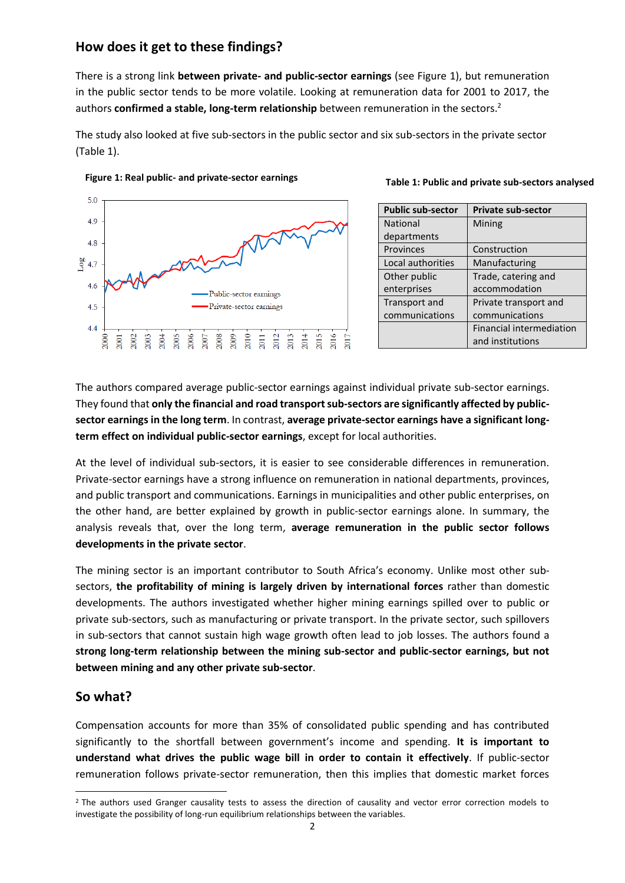## How does it get to these findings?

There is a strong link **between private- and public-sector earnings** (see Figure 1), but remuneration in the public sector tends to be more volatile. Looking at remuneration data for 2001 to 2017, the authors **confirmed a stable, long-term relationship** between remuneration in the sectors.[2]

The study also looked at five sub-sectors in the public sector and six sub-sectors in the private sector (Table 1).

**Figure 1: Real public- and private-sector earnings**

**Table 1: Public and private sub-sectors analysed**

| Public sub-sector | Private sub-sector |
|---|---|
| National departments | Mining |
| Provinces | Construction |
| Local authorities | Manufacturing |
| Other public enterprises | Trade, catering and accommodation |
| Transport and communications | Private transport and communications |
| | Financial intermediation and institutions |

The authors compared average public-sector earnings against individual private sub-sector earnings. They found that **only the financial and road transport sub-sectors are significantly affected by public-sector earnings in the long term**. In contrast, **average private-sector earnings have a significant long-term effect on individual public-sector earnings**, except for local authorities.

At the level of individual sub-sectors, it is easier to see considerable differences in remuneration. Private-sector earnings have a strong influence on remuneration in national departments, provinces, and public transport and communications. Earnings in municipalities and other public enterprises, on the other hand, are better explained by growth in public-sector earnings alone. In summary, the analysis reveals that, over the long term, **average remuneration in the public sector follows developments in the private sector**.

The mining sector is an important contributor to South Africa's economy. Unlike most other sub-sectors, **the profitability of mining is largely driven by international forces** rather than domestic developments. The authors investigated whether higher mining earnings spilled over to public or private sub-sectors, such as manufacturing or private transport. In the private sector, such spillovers in sub-sectors that cannot sustain high wage growth often lead to job losses. The authors found a **strong long-term relationship between the mining sub-sector and public-sector earnings, but not between mining and any other private sub-sector**.

## So what?

Compensation accounts for more than 35% of consolidated public spending and has contributed significantly to the shortfall between government's income and spending. **It is important to understand what drives the public wage bill in order to contain it effectively**. If public-sector remuneration follows private-sector remuneration, then this implies that domestic market forces

[2] The authors used Granger causality tests to assess the direction of causality and vector error correction models to investigate the possibility of long-run equilibrium relationships between the variables.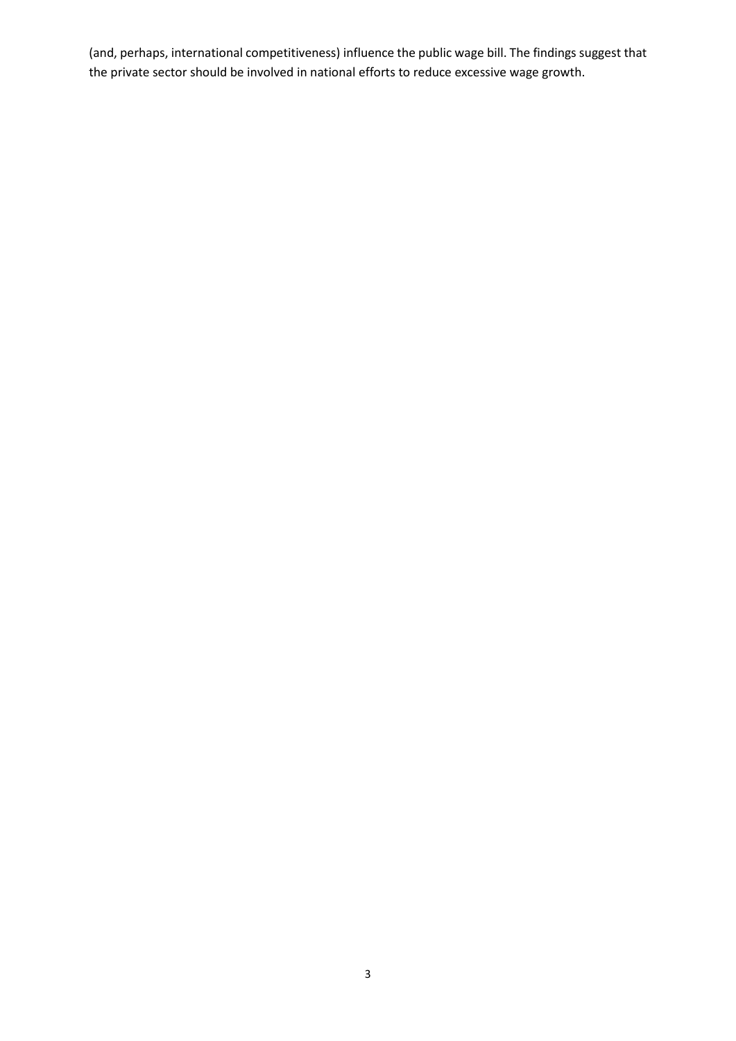(and, perhaps, international competitiveness) influence the public wage bill. The findings suggest that the private sector should be involved in national efforts to reduce excessive wage growth.